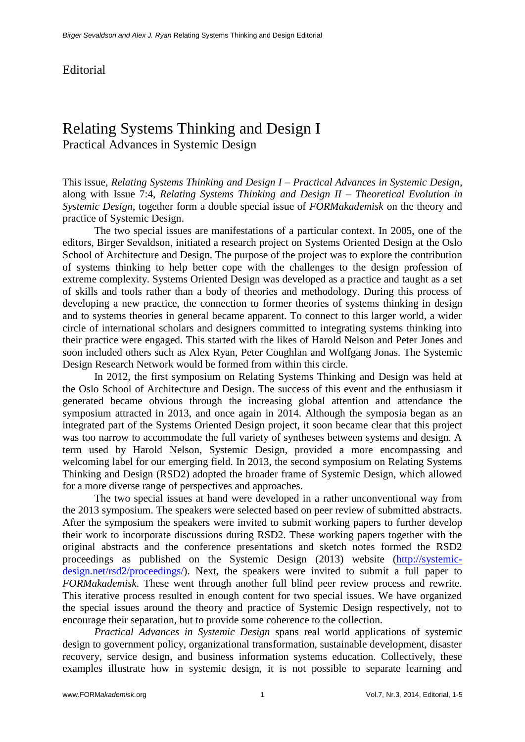Editorial

# Relating Systems Thinking and Design I

## Practical Advances in Systemic Design

This issue, *Relating Systems Thinking and Design I – Practical Advances in Systemic Design*, along with Issue 7:4, *Relating Systems Thinking and Design II – Theoretical Evolution in Systemic Design*, together form a double special issue of *FORMakademisk* on the theory and practice of Systemic Design.

The two special issues are manifestations of a particular context. In 2005, one of the editors, Birger Sevaldson, initiated a research project on Systems Oriented Design at the Oslo School of Architecture and Design. The purpose of the project was to explore the contribution of systems thinking to help better cope with the challenges to the design profession of extreme complexity. Systems Oriented Design was developed as a practice and taught as a set of skills and tools rather than a body of theories and methodology. During this process of developing a new practice, the connection to former theories of systems thinking in design and to systems theories in general became apparent. To connect to this larger world, a wider circle of international scholars and designers committed to integrating systems thinking into their practice were engaged. This started with the likes of Harold Nelson and Peter Jones and soon included others such as Alex Ryan, Peter Coughlan and Wolfgang Jonas. The Systemic Design Research Network would be formed from within this circle.

In 2012, the first symposium on Relating Systems Thinking and Design was held at the Oslo School of Architecture and Design. The success of this event and the enthusiasm it generated became obvious through the increasing global attention and attendance the symposium attracted in 2013, and once again in 2014. Although the symposia began as an integrated part of the Systems Oriented Design project, it soon became clear that this project was too narrow to accommodate the full variety of syntheses between systems and design. A term used by Harold Nelson, Systemic Design, provided a more encompassing and welcoming label for our emerging field. In 2013, the second symposium on Relating Systems Thinking and Design (RSD2) adopted the broader frame of Systemic Design, which allowed for a more diverse range of perspectives and approaches.

The two special issues at hand were developed in a rather unconventional way from the 2013 symposium. The speakers were selected based on peer review of submitted abstracts. After the symposium the speakers were invited to submit working papers to further develop their work to incorporate discussions during RSD2. These working papers together with the original abstracts and the conference presentations and sketch notes formed the RSD2 proceedings as published on the Systemic Design (2013) website (http://systemic-design.net/rsd2/proceedings/). Next, the speakers were invited to submit a full paper to *FORMakademisk*. These went through another full blind peer review process and rewrite. This iterative process resulted in enough content for two special issues. We have organized the special issues around the theory and practice of Systemic Design respectively, not to encourage their separation, but to provide some coherence to the collection.

*Practical Advances in Systemic Design* spans real world applications of systemic design to government policy, organizational transformation, sustainable development, disaster recovery, service design, and business information systems education. Collectively, these examples illustrate how in systemic design, it is not possible to separate learning and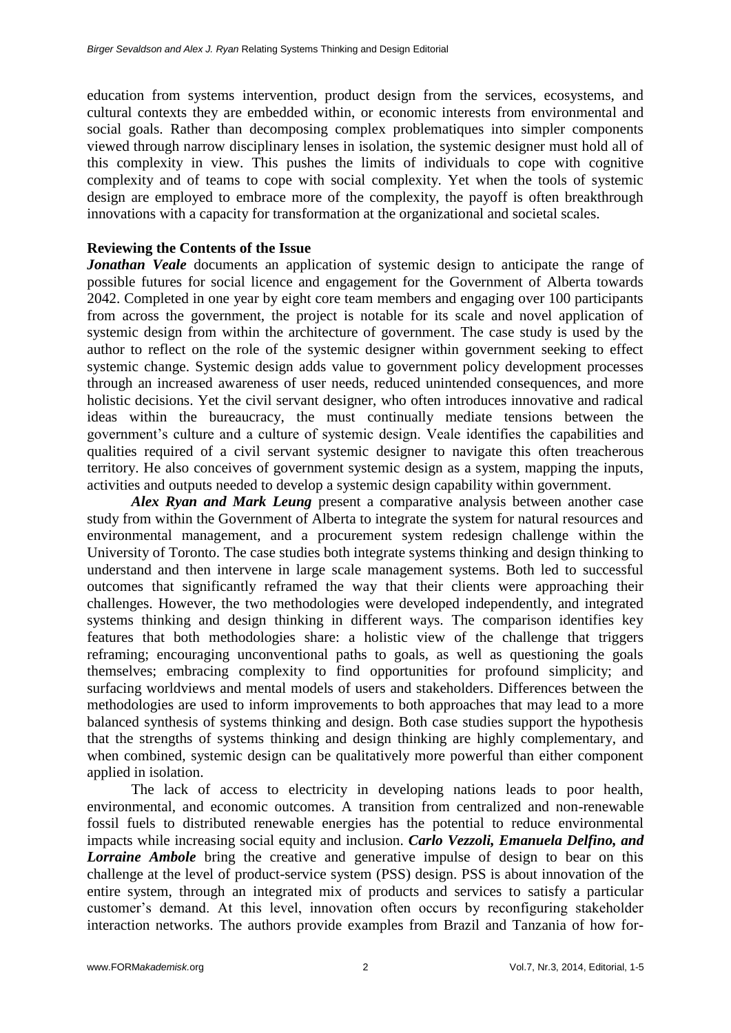education from systems intervention, product design from the services, ecosystems, and cultural contexts they are embedded within, or economic interests from environmental and social goals. Rather than decomposing complex problematiques into simpler components viewed through narrow disciplinary lenses in isolation, the systemic designer must hold all of this complexity in view. This pushes the limits of individuals to cope with cognitive complexity and of teams to cope with social complexity. Yet when the tools of systemic design are employed to embrace more of the complexity, the payoff is often breakthrough innovations with a capacity for transformation at the organizational and societal scales.

**Reviewing the Contents of the Issue**

***Jonathan Veale*** documents an application of systemic design to anticipate the range of possible futures for social licence and engagement for the Government of Alberta towards 2042. Completed in one year by eight core team members and engaging over 100 participants from across the government, the project is notable for its scale and novel application of systemic design from within the architecture of government. The case study is used by the author to reflect on the role of the systemic designer within government seeking to effect systemic change. Systemic design adds value to government policy development processes through an increased awareness of user needs, reduced unintended consequences, and more holistic decisions. Yet the civil servant designer, who often introduces innovative and radical ideas within the bureaucracy, the must continually mediate tensions between the government's culture and a culture of systemic design. Veale identifies the capabilities and qualities required of a civil servant systemic designer to navigate this often treacherous territory. He also conceives of government systemic design as a system, mapping the inputs, activities and outputs needed to develop a systemic design capability within government.

***Alex Ryan and Mark Leung*** present a comparative analysis between another case study from within the Government of Alberta to integrate the system for natural resources and environmental management, and a procurement system redesign challenge within the University of Toronto. The case studies both integrate systems thinking and design thinking to understand and then intervene in large scale management systems. Both led to successful outcomes that significantly reframed the way that their clients were approaching their challenges. However, the two methodologies were developed independently, and integrated systems thinking and design thinking in different ways. The comparison identifies key features that both methodologies share: a holistic view of the challenge that triggers reframing; encouraging unconventional paths to goals, as well as questioning the goals themselves; embracing complexity to find opportunities for profound simplicity; and surfacing worldviews and mental models of users and stakeholders. Differences between the methodologies are used to inform improvements to both approaches that may lead to a more balanced synthesis of systems thinking and design. Both case studies support the hypothesis that the strengths of systems thinking and design thinking are highly complementary, and when combined, systemic design can be qualitatively more powerful than either component applied in isolation.

The lack of access to electricity in developing nations leads to poor health, environmental, and economic outcomes. A transition from centralized and non-renewable fossil fuels to distributed renewable energies has the potential to reduce environmental impacts while increasing social equity and inclusion. ***Carlo Vezzoli, Emanuela Delfino, and Lorraine Ambole*** bring the creative and generative impulse of design to bear on this challenge at the level of product-service system (PSS) design. PSS is about innovation of the entire system, through an integrated mix of products and services to satisfy a particular customer's demand. At this level, innovation often occurs by reconfiguring stakeholder interaction networks. The authors provide examples from Brazil and Tanzania of how for-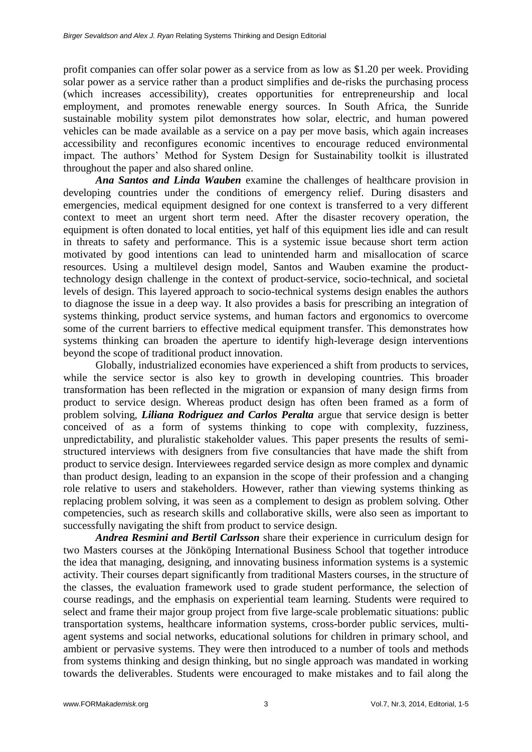profit companies can offer solar power as a service from as low as $1.20 per week. Providing solar power as a service rather than a product simplifies and de-risks the purchasing process (which increases accessibility), creates opportunities for entrepreneurship and local employment, and promotes renewable energy sources. In South Africa, the Sunride sustainable mobility system pilot demonstrates how solar, electric, and human powered vehicles can be made available as a service on a pay per move basis, which again increases accessibility and reconfigures economic incentives to encourage reduced environmental impact. The authors' Method for System Design for Sustainability toolkit is illustrated throughout the paper and also shared online.

***Ana Santos and Linda Wauben*** examine the challenges of healthcare provision in developing countries under the conditions of emergency relief. During disasters and emergencies, medical equipment designed for one context is transferred to a very different context to meet an urgent short term need. After the disaster recovery operation, the equipment is often donated to local entities, yet half of this equipment lies idle and can result in threats to safety and performance. This is a systemic issue because short term action motivated by good intentions can lead to unintended harm and misallocation of scarce resources. Using a multilevel design model, Santos and Wauben examine the product-technology design challenge in the context of product-service, socio-technical, and societal levels of design. This layered approach to socio-technical systems design enables the authors to diagnose the issue in a deep way. It also provides a basis for prescribing an integration of systems thinking, product service systems, and human factors and ergonomics to overcome some of the current barriers to effective medical equipment transfer. This demonstrates how systems thinking can broaden the aperture to identify high-leverage design interventions beyond the scope of traditional product innovation.

Globally, industrialized economies have experienced a shift from products to services, while the service sector is also key to growth in developing countries. This broader transformation has been reflected in the migration or expansion of many design firms from product to service design. Whereas product design has often been framed as a form of problem solving, ***Liliana Rodriguez and Carlos Peralta*** argue that service design is better conceived of as a form of systems thinking to cope with complexity, fuzziness, unpredictability, and pluralistic stakeholder values. This paper presents the results of semi-structured interviews with designers from five consultancies that have made the shift from product to service design. Interviewees regarded service design as more complex and dynamic than product design, leading to an expansion in the scope of their profession and a changing role relative to users and stakeholders. However, rather than viewing systems thinking as replacing problem solving, it was seen as a complement to design as problem solving. Other competencies, such as research skills and collaborative skills, were also seen as important to successfully navigating the shift from product to service design.

***Andrea Resmini and Bertil Carlsson*** share their experience in curriculum design for two Masters courses at the Jönköping International Business School that together introduce the idea that managing, designing, and innovating business information systems is a systemic activity. Their courses depart significantly from traditional Masters courses, in the structure of the classes, the evaluation framework used to grade student performance, the selection of course readings, and the emphasis on experiential team learning. Students were required to select and frame their major group project from five large-scale problematic situations: public transportation systems, healthcare information systems, cross-border public services, multi-agent systems and social networks, educational solutions for children in primary school, and ambient or pervasive systems. They were then introduced to a number of tools and methods from systems thinking and design thinking, but no single approach was mandated in working towards the deliverables. Students were encouraged to make mistakes and to fail along the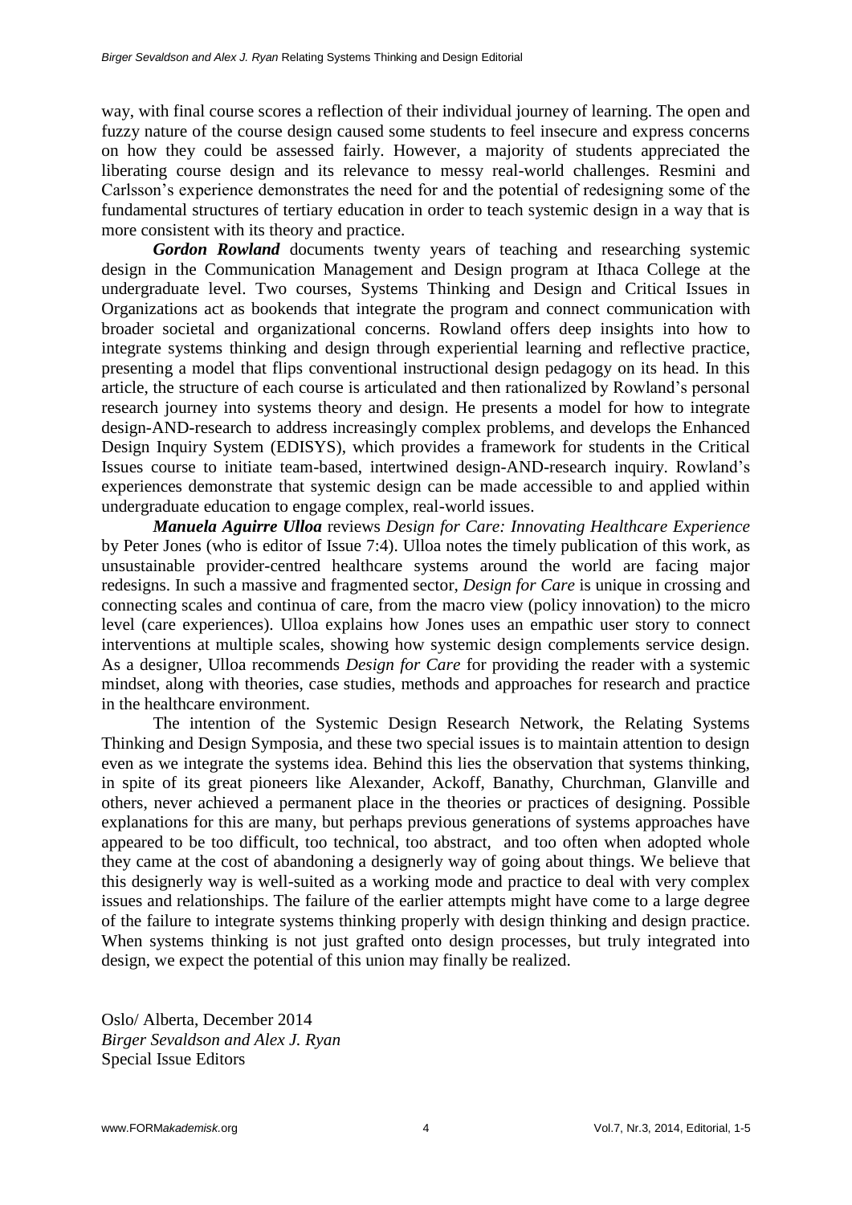way, with final course scores a reflection of their individual journey of learning. The open and fuzzy nature of the course design caused some students to feel insecure and express concerns on how they could be assessed fairly. However, a majority of students appreciated the liberating course design and its relevance to messy real-world challenges. Resmini and Carlsson's experience demonstrates the need for and the potential of redesigning some of the fundamental structures of tertiary education in order to teach systemic design in a way that is more consistent with its theory and practice.

***Gordon Rowland*** documents twenty years of teaching and researching systemic design in the Communication Management and Design program at Ithaca College at the undergraduate level. Two courses, Systems Thinking and Design and Critical Issues in Organizations act as bookends that integrate the program and connect communication with broader societal and organizational concerns. Rowland offers deep insights into how to integrate systems thinking and design through experiential learning and reflective practice, presenting a model that flips conventional instructional design pedagogy on its head. In this article, the structure of each course is articulated and then rationalized by Rowland's personal research journey into systems theory and design. He presents a model for how to integrate design-AND-research to address increasingly complex problems, and develops the Enhanced Design Inquiry System (EDISYS), which provides a framework for students in the Critical Issues course to initiate team-based, intertwined design-AND-research inquiry. Rowland's experiences demonstrate that systemic design can be made accessible to and applied within undergraduate education to engage complex, real-world issues.

***Manuela Aguirre Ulloa*** reviews *Design for Care: Innovating Healthcare Experience* by Peter Jones (who is editor of Issue 7:4). Ulloa notes the timely publication of this work, as unsustainable provider-centred healthcare systems around the world are facing major redesigns. In such a massive and fragmented sector, *Design for Care* is unique in crossing and connecting scales and continua of care, from the macro view (policy innovation) to the micro level (care experiences). Ulloa explains how Jones uses an empathic user story to connect interventions at multiple scales, showing how systemic design complements service design. As a designer, Ulloa recommends *Design for Care* for providing the reader with a systemic mindset, along with theories, case studies, methods and approaches for research and practice in the healthcare environment.

The intention of the Systemic Design Research Network, the Relating Systems Thinking and Design Symposia, and these two special issues is to maintain attention to design even as we integrate the systems idea. Behind this lies the observation that systems thinking, in spite of its great pioneers like Alexander, Ackoff, Banathy, Churchman, Glanville and others, never achieved a permanent place in the theories or practices of designing. Possible explanations for this are many, but perhaps previous generations of systems approaches have appeared to be too difficult, too technical, too abstract, and too often when adopted whole they came at the cost of abandoning a designerly way of going about things. We believe that this designerly way is well-suited as a working mode and practice to deal with very complex issues and relationships. The failure of the earlier attempts might have come to a large degree of the failure to integrate systems thinking properly with design thinking and design practice. When systems thinking is not just grafted onto design processes, but truly integrated into design, we expect the potential of this union may finally be realized.

Oslo/ Alberta, December 2014
*Birger Sevaldson and Alex J. Ryan*
Special Issue Editors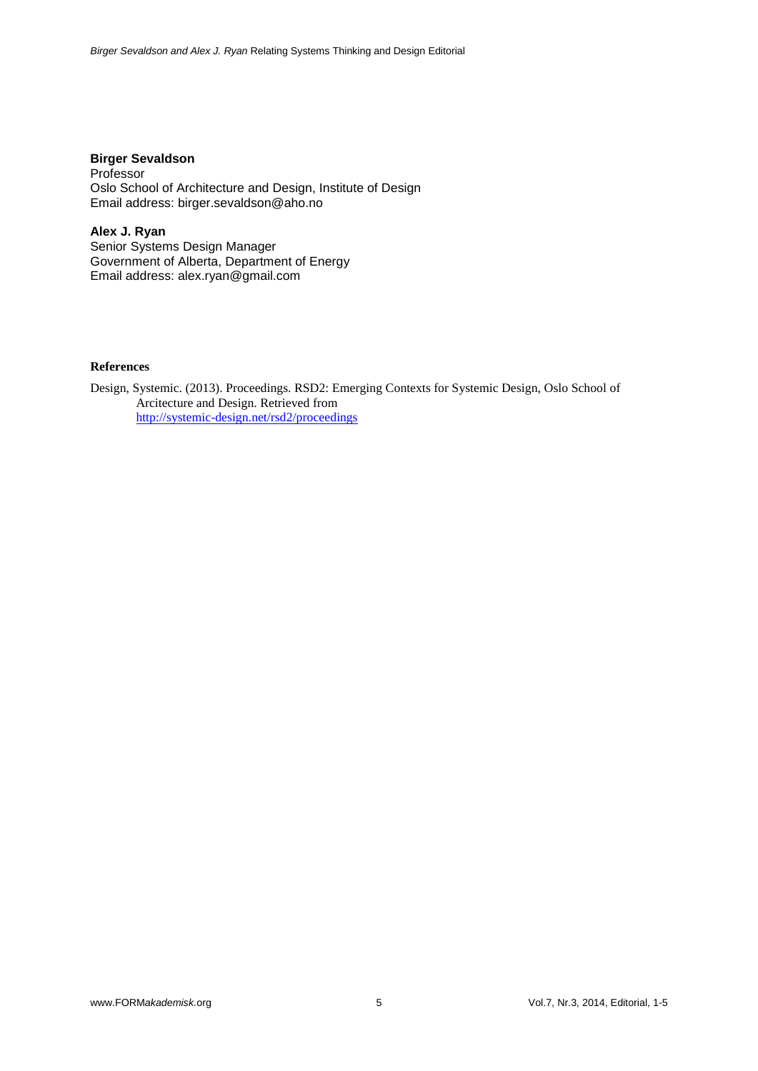**Birger Sevaldson**
Professor
Oslo School of Architecture and Design, Institute of Design
Email address: birger.sevaldson@aho.no

**Alex J. Ryan**
Senior Systems Design Manager
Government of Alberta, Department of Energy
Email address: alex.ryan@gmail.com

**References**

Design, Systemic. (2013). Proceedings. RSD2: Emerging Contexts for Systemic Design, Oslo School of Arcitecture and Design. Retrieved from http://systemic-design.net/rsd2/proceedings